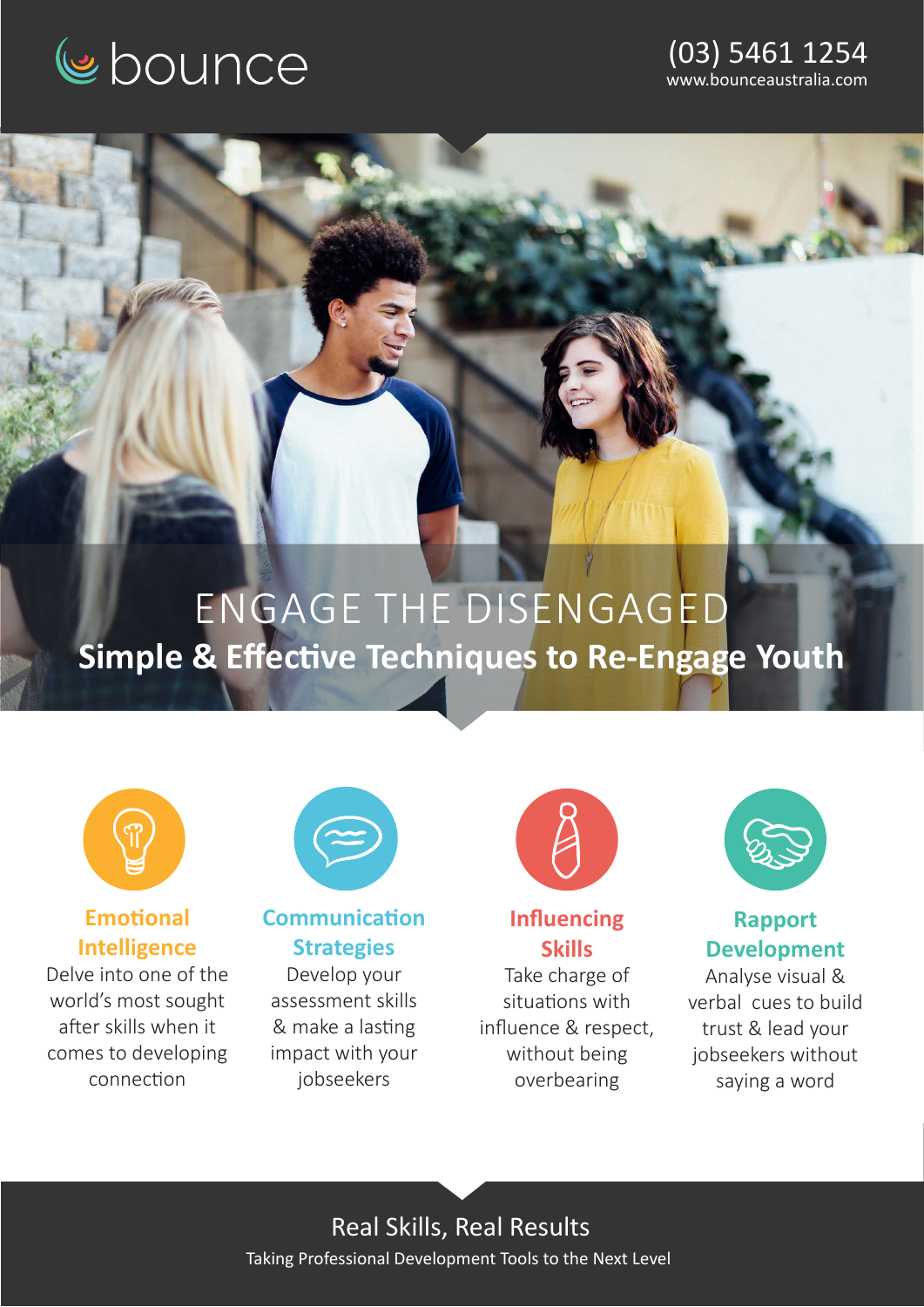bounce

(03) 5461 1254
www.bounceaustralia.com

# ENGAGE THE DISENGAGED

## Simple & Effective Techniques to Re-Engage Youth

### Emotional Intelligence

Delve into one of the world's most sought after skills when it comes to developing connection

### Communication Strategies

Develop your assessment skills & make a lasting impact with your jobseekers

### Influencing Skills

Take charge of situations with influence & respect, without being overbearing

### Rapport Development

Analyse visual & verbal cues to build trust & lead your jobseekers without saying a word

Real Skills, Real Results

Taking Professional Development Tools to the Next Level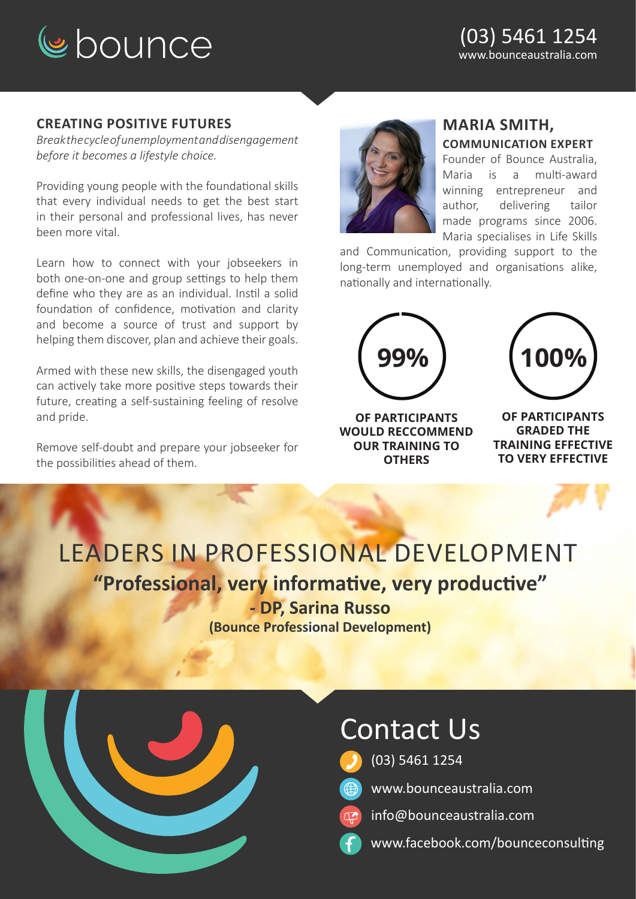bounce

(03) 5461 1254
www.bounceaustralia.com

## CREATING POSITIVE FUTURES

*Break the cycle of unemployment and disengagement before it becomes a lifestyle choice.*

Providing young people with the foundational skills that every individual needs to get the best start in their personal and professional lives, has never been more vital.

Learn how to connect with your jobseekers in both one-on-one and group settings to help them define who they are as an individual. Instil a solid foundation of confidence, motivation and clarity and become a source of trust and support by helping them discover, plan and achieve their goals.

Armed with these new skills, the disengaged youth can actively take more positive steps towards their future, creating a self-sustaining feeling of resolve and pride.

Remove self-doubt and prepare your jobseeker for the possibilities ahead of them.

## MARIA SMITH,

### COMMUNICATION EXPERT

Founder of Bounce Australia, Maria is a multi-award winning entrepreneur and author, delivering tailor made programs since 2006. Maria specialises in Life Skills and Communication, providing support to the long-term unemployed and organisations alike, nationally and internationally.

**99%**

**OF PARTICIPANTS WOULD RECCOMMEND OUR TRAINING TO OTHERS**

**100%**

**OF PARTICIPANTS GRADED THE TRAINING EFFECTIVE TO VERY EFFECTIVE**

## LEADERS IN PROFESSIONAL DEVELOPMENT

**"Professional, very informative, very productive"**

**- DP, Sarina Russo**

**(Bounce Professional Development)**

## Contact Us

(03) 5461 1254

www.bounceaustralia.com

info@bounceaustralia.com

www.facebook.com/bounceconsulting